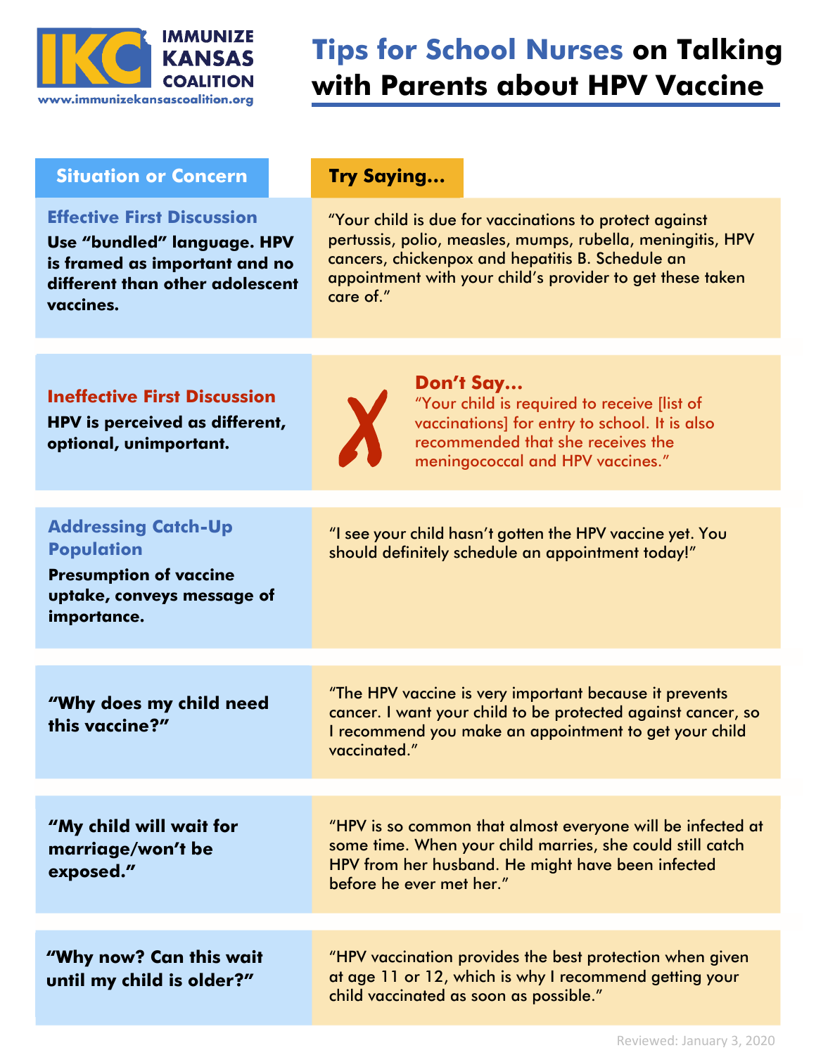**IMMUNIZE KANSAS COALITION**
www.immunizekansascoalition.org

# Tips for School Nurses on Talking with Parents about HPV Vaccine

| Situation or Concern | Try Saying... |
|---|---|
| **Effective First Discussion** Use "bundled" language. HPV is framed as important and no different than other adolescent vaccines. | "Your child is due for vaccinations to protect against pertussis, polio, measles, mumps, rubella, meningitis, HPV cancers, chickenpox and hepatitis B. Schedule an appointment with your child's provider to get these taken care of." |
| **Ineffective First Discussion** HPV is perceived as different, optional, unimportant. | ✗ **Don't Say...** "Your child is required to receive [list of vaccinations] for entry to school. It is also recommended that she receives the meningococcal and HPV vaccines." |
| **Addressing Catch-Up Population** Presumption of vaccine uptake, conveys message of importance. | "I see your child hasn't gotten the HPV vaccine yet. You should definitely schedule an appointment today!" |
| **"Why does my child need this vaccine?"** | "The HPV vaccine is very important because it prevents cancer. I want your child to be protected against cancer, so I recommend you make an appointment to get your child vaccinated." |
| **"My child will wait for marriage/won't be exposed."** | "HPV is so common that almost everyone will be infected at some time. When your child marries, she could still catch HPV from her husband. He might have been infected before he ever met her." |
| **"Why now? Can this wait until my child is older?"** | "HPV vaccination provides the best protection when given at age 11 or 12, which is why I recommend getting your child vaccinated as soon as possible." |

Reviewed: January 3, 2020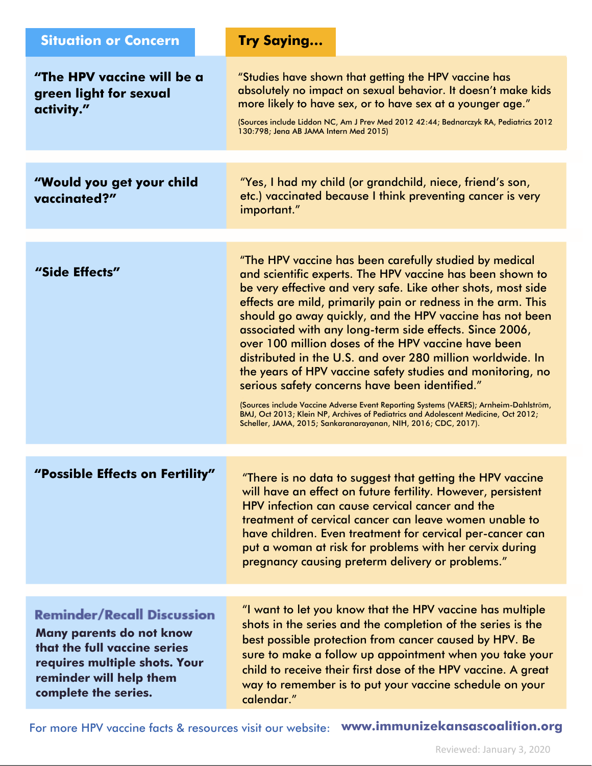| Situation or Concern | Try Saying... |
|---|---|
| **"The HPV vaccine will be a green light for sexual activity."** | "Studies have shown that getting the HPV vaccine has absolutely no impact on sexual behavior. It doesn't make kids more likely to have sex, or to have sex at a younger age." (Sources include Liddon NC, Am J Prev Med 2012 42:44; Bednarczyk RA, Pediatrics 2012 130:798; Jena AB JAMA Intern Med 2015) |
| **"Would you get your child vaccinated?"** | "Yes, I had my child (or grandchild, niece, friend's son, etc.) vaccinated because I think preventing cancer is very important." |
| **"Side Effects"** | "The HPV vaccine has been carefully studied by medical and scientific experts. The HPV vaccine has been shown to be very effective and very safe. Like other shots, most side effects are mild, primarily pain or redness in the arm. This should go away quickly, and the HPV vaccine has not been associated with any long-term side effects. Since 2006, over 100 million doses of the HPV vaccine have been distributed in the U.S. and over 280 million worldwide. In the years of HPV vaccine safety studies and monitoring, no serious safety concerns have been identified." (Sources include Vaccine Adverse Event Reporting Systems (VAERS); Arnheim-Dahlström, BMJ, Oct 2013; Klein NP, Archives of Pediatrics and Adolescent Medicine, Oct 2012; Scheller, JAMA, 2015; Sankaranarayanan, NIH, 2016; CDC, 2017). |
| **"Possible Effects on Fertility"** | "There is no data to suggest that getting the HPV vaccine will have an effect on future fertility. However, persistent HPV infection can cause cervical cancer and the treatment of cervical cancer can leave women unable to have children. Even treatment for cervical per-cancer can put a woman at risk for problems with her cervix during pregnancy causing preterm delivery or problems." |
| **Reminder/Recall Discussion** **Many parents do not know that the full vaccine series requires multiple shots. Your reminder will help them complete the series.** | "I want to let you know that the HPV vaccine has multiple shots in the series and the completion of the series is the best possible protection from cancer caused by HPV. Be sure to make a follow up appointment when you take your child to receive their first dose of the HPV vaccine. A great way to remember is to put your vaccine schedule on your calendar." |

For more HPV vaccine facts & resources visit our website: **www.immunizekansascoalition.org**

Reviewed: January 3, 2020